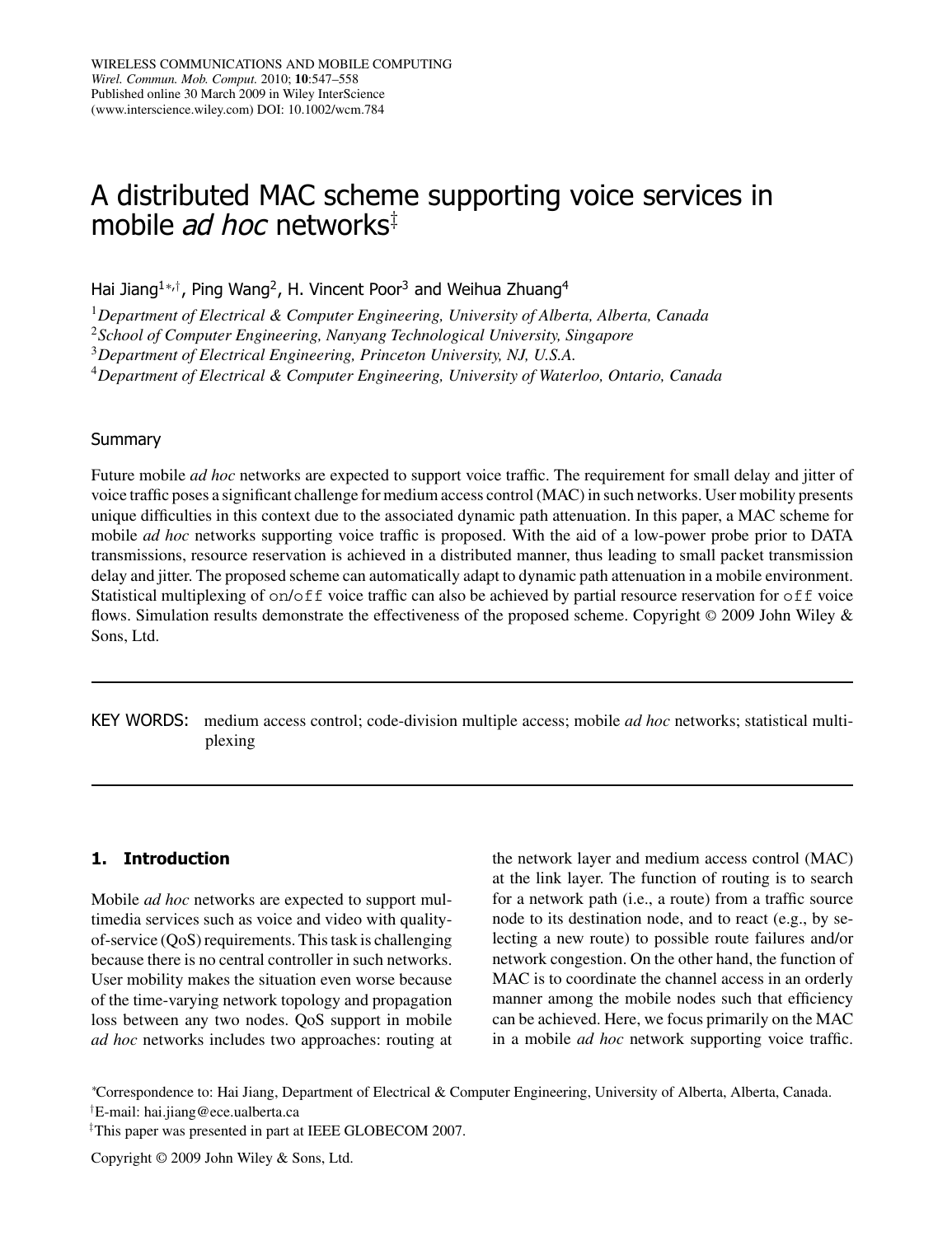# A distributed MAC scheme supporting voice services in mobile *ad hoc* networks[‡]

Hai Jiang[1*,†], Ping Wang[2], H. Vincent Poor[3] and Weihua Zhuang[4]

[1]*Department of Electrical & Computer Engineering, University of Alberta, Alberta, Canada*
[2]*School of Computer Engineering, Nanyang Technological University, Singapore*
[3]*Department of Electrical Engineering, Princeton University, NJ, U.S.A.*
[4]*Department of Electrical & Computer Engineering, University of Waterloo, Ontario, Canada*

## Summary

Future mobile *ad hoc* networks are expected to support voice traffic. The requirement for small delay and jitter of voice traffic poses a significant challenge for medium access control (MAC) in such networks. User mobility presents unique difficulties in this context due to the associated dynamic path attenuation. In this paper, a MAC scheme for mobile *ad hoc* networks supporting voice traffic is proposed. With the aid of a low-power probe prior to DATA transmissions, resource reservation is achieved in a distributed manner, thus leading to small packet transmission delay and jitter. The proposed scheme can automatically adapt to dynamic path attenuation in a mobile environment. Statistical multiplexing of `on`/`off` voice traffic can also be achieved by partial resource reservation for `off` voice flows. Simulation results demonstrate the effectiveness of the proposed scheme. Copyright © 2009 John Wiley & Sons, Ltd.

KEY WORDS: medium access control; code-division multiple access; mobile *ad hoc* networks; statistical multiplexing

## 1. Introduction

Mobile *ad hoc* networks are expected to support multimedia services such as voice and video with quality-of-service (QoS) requirements. This task is challenging because there is no central controller in such networks. User mobility makes the situation even worse because of the time-varying network topology and propagation loss between any two nodes. QoS support in mobile *ad hoc* networks includes two approaches: routing at the network layer and medium access control (MAC) at the link layer. The function of routing is to search for a network path (i.e., a route) from a traffic source node to its destination node, and to react (e.g., by selecting a new route) to possible route failures and/or network congestion. On the other hand, the function of MAC is to coordinate the channel access in an orderly manner among the mobile nodes such that efficiency can be achieved. Here, we focus primarily on the MAC in a mobile *ad hoc* network supporting voice traffic.

*Correspondence to: Hai Jiang, Department of Electrical & Computer Engineering, University of Alberta, Alberta, Canada.
†E-mail: hai.jiang@ece.ualberta.ca
‡This paper was presented in part at IEEE GLOBECOM 2007.

Copyright © 2009 John Wiley & Sons, Ltd.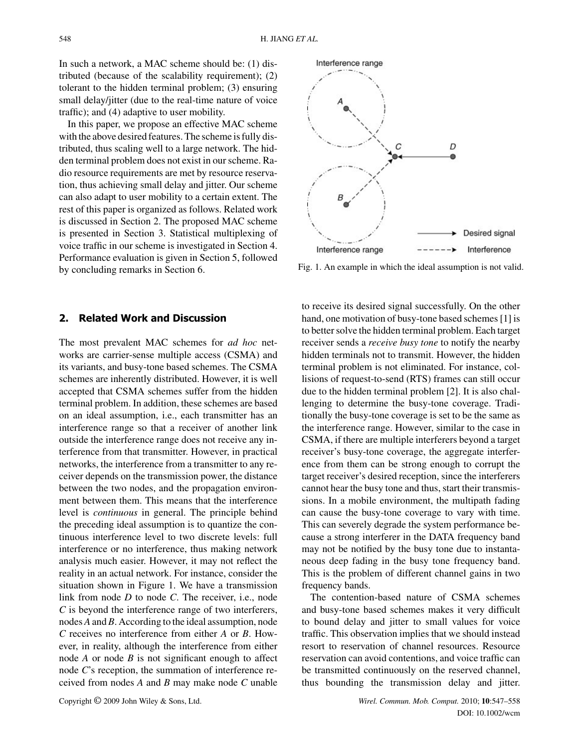In such a network, a MAC scheme should be: (1) distributed (because of the scalability requirement); (2) tolerant to the hidden terminal problem; (3) ensuring small delay/jitter (due to the real-time nature of voice traffic); and (4) adaptive to user mobility.

In this paper, we propose an effective MAC scheme with the above desired features. The scheme is fully distributed, thus scaling well to a large network. The hidden terminal problem does not exist in our scheme. Radio resource requirements are met by resource reservation, thus achieving small delay and jitter. Our scheme can also adapt to user mobility to a certain extent. The rest of this paper is organized as follows. Related work is discussed in Section 2. The proposed MAC scheme is presented in Section 3. Statistical multiplexing of voice traffic in our scheme is investigated in Section 4. Performance evaluation is given in Section 5, followed by concluding remarks in Section 6.

Interference range

A

C

D

B

Interference range

Desired signal

Interference

Fig. 1. An example in which the ideal assumption is not valid.

## 2. Related Work and Discussion

The most prevalent MAC schemes for *ad hoc* networks are carrier-sense multiple access (CSMA) and its variants, and busy-tone based schemes. The CSMA schemes are inherently distributed. However, it is well accepted that CSMA schemes suffer from the hidden terminal problem. In addition, these schemes are based on an ideal assumption, i.e., each transmitter has an interference range so that a receiver of another link outside the interference range does not receive any interference from that transmitter. However, in practical networks, the interference from a transmitter to any receiver depends on the transmission power, the distance between the two nodes, and the propagation environment between them. This means that the interference level is *continuous* in general. The principle behind the preceding ideal assumption is to quantize the continuous interference level to two discrete levels: full interference or no interference, thus making network analysis much easier. However, it may not reflect the reality in an actual network. For instance, consider the situation shown in Figure 1. We have a transmission link from node *D* to node *C*. The receiver, i.e., node *C* is beyond the interference range of two interferers, nodes *A* and *B*. According to the ideal assumption, node *C* receives no interference from either *A* or *B*. However, in reality, although the interference from either node *A* or node *B* is not significant enough to affect node *C*'s reception, the summation of interference received from nodes *A* and *B* may make node *C* unable to receive its desired signal successfully. On the other hand, one motivation of busy-tone based schemes [1] is to better solve the hidden terminal problem. Each target receiver sends a *receive busy tone* to notify the nearby hidden terminals not to transmit. However, the hidden terminal problem is not eliminated. For instance, collisions of request-to-send (RTS) frames can still occur due to the hidden terminal problem [2]. It is also challenging to determine the busy-tone coverage. Traditionally the busy-tone coverage is set to be the same as the interference range. However, similar to the case in CSMA, if there are multiple interferers beyond a target receiver's busy-tone coverage, the aggregate interference from them can be strong enough to corrupt the target receiver's desired reception, since the interferers cannot hear the busy tone and thus, start their transmissions. In a mobile environment, the multipath fading can cause the busy-tone coverage to vary with time. This can severely degrade the system performance because a strong interferer in the DATA frequency band may not be notified by the busy tone due to instantaneous deep fading in the busy tone frequency band. This is the problem of different channel gains in two frequency bands.

The contention-based nature of CSMA schemes and busy-tone based schemes makes it very difficult to bound delay and jitter to small values for voice traffic. This observation implies that we should instead resort to reservation of channel resources. Resource reservation can avoid contentions, and voice traffic can be transmitted continuously on the reserved channel, thus bounding the transmission delay and jitter.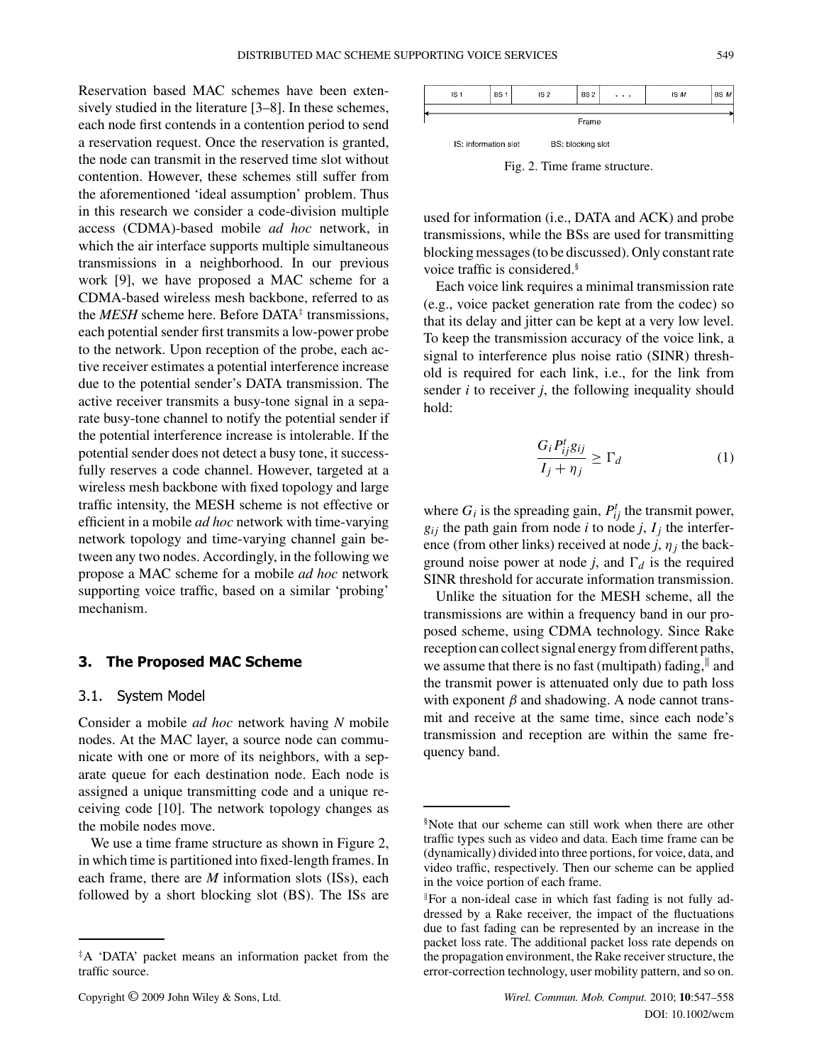Reservation based MAC schemes have been extensively studied in the literature [3–8]. In these schemes, each node first contends in a contention period to send a reservation request. Once the reservation is granted, the node can transmit in the reserved time slot without contention. However, these schemes still suffer from the aforementioned 'ideal assumption' problem. Thus in this research we consider a code-division multiple access (CDMA)-based mobile *ad hoc* network, in which the air interface supports multiple simultaneous transmissions in a neighborhood. In our previous work [9], we have proposed a MAC scheme for a CDMA-based wireless mesh backbone, referred to as the *MESH* scheme here. Before DATA[‡] transmissions, each potential sender first transmits a low-power probe to the network. Upon reception of the probe, each active receiver estimates a potential interference increase due to the potential sender's DATA transmission. The active receiver transmits a busy-tone signal in a separate busy-tone channel to notify the potential sender if the potential interference increase is intolerable. If the potential sender does not detect a busy tone, it successfully reserves a code channel. However, targeted at a wireless mesh backbone with fixed topology and large traffic intensity, the MESH scheme is not effective or efficient in a mobile *ad hoc* network with time-varying network topology and time-varying channel gain between any two nodes. Accordingly, in the following we propose a MAC scheme for a mobile *ad hoc* network supporting voice traffic, based on a similar 'probing' mechanism.

## 3. The Proposed MAC Scheme

### 3.1. System Model

Consider a mobile *ad hoc* network having $N$ mobile nodes. At the MAC layer, a source node can communicate with one or more of its neighbors, with a separate queue for each destination node. Each node is assigned a unique transmitting code and a unique receiving code [10]. The network topology changes as the mobile nodes move.

We use a time frame structure as shown in Figure 2, in which time is partitioned into fixed-length frames. In each frame, there are $M$ information slots (ISs), each followed by a short blocking slot (BS). The ISs are used for information (i.e., DATA and ACK) and probe transmissions, while the BSs are used for transmitting blocking messages (to be discussed). Only constant rate voice traffic is considered.[§]

IS 1 | BS 1 | IS 2 | BS 2 | . . . | IS $M$ | BS $M$

Frame

IS: information slot BS: blocking slot

Fig. 2. Time frame structure.

Each voice link requires a minimal transmission rate (e.g., voice packet generation rate from the codec) so that its delay and jitter can be kept at a very low level. To keep the transmission accuracy of the voice link, a signal to interference plus noise ratio (SINR) threshold is required for each link, i.e., for the link from sender $i$ to receiver $j$, the following inequality should hold:

$$\frac{G_i P^t_{ij} g_{ij}}{I_j + \eta_j} \geq \Gamma_d \tag{1}$$

where $G_i$ is the spreading gain, $P^t_{ij}$ the transmit power, $g_{ij}$ the path gain from node $i$ to node $j$, $I_j$ the interference (from other links) received at node $j$, $\eta_j$ the background noise power at node $j$, and $\Gamma_d$ is the required SINR threshold for accurate information transmission.

Unlike the situation for the MESH scheme, all the transmissions are within a frequency band in our proposed scheme, using CDMA technology. Since Rake reception can collect signal energy from different paths, we assume that there is no fast (multipath) fading,[‖] and the transmit power is attenuated only due to path loss with exponent $\beta$ and shadowing. A node cannot transmit and receive at the same time, since each node's transmission and reception are within the same frequency band.

[‡]A 'DATA' packet means an information packet from the traffic source.

[§]Note that our scheme can still work when there are other traffic types such as video and data. Each time frame can be (dynamically) divided into three portions, for voice, data, and video traffic, respectively. Then our scheme can be applied in the voice portion of each frame.

[‖]For a non-ideal case in which fast fading is not fully addressed by a Rake receiver, the impact of the fluctuations due to fast fading can be represented by an increase in the packet loss rate. The additional packet loss rate depends on the propagation environment, the Rake receiver structure, the error-correction technology, user mobility pattern, and so on.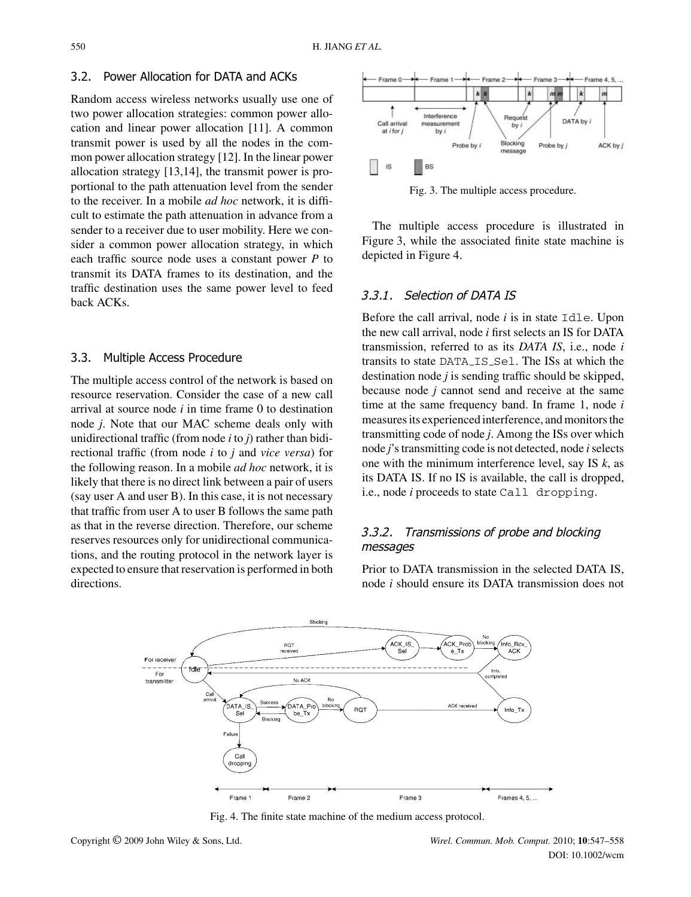### 3.2. Power Allocation for DATA and ACKs

Random access wireless networks usually use one of two power allocation strategies: common power allocation and linear power allocation [11]. A common transmit power is used by all the nodes in the common power allocation strategy [12]. In the linear power allocation strategy [13,14], the transmit power is proportional to the path attenuation level from the sender to the receiver. In a mobile *ad hoc* network, it is difficult to estimate the path attenuation in advance from a sender to a receiver due to user mobility. Here we consider a common power allocation strategy, in which each traffic source node uses a constant power $P$ to transmit its DATA frames to its destination, and the traffic destination uses the same power level to feed back ACKs.

### 3.3. Multiple Access Procedure

The multiple access control of the network is based on resource reservation. Consider the case of a new call arrival at source node $i$ in time frame 0 to destination node $j$. Note that our MAC scheme deals only with unidirectional traffic (from node $i$ to $j$) rather than bidirectional traffic (from node $i$ to $j$ and *vice versa*) for the following reason. In a mobile *ad hoc* network, it is likely that there is no direct link between a pair of users (say user A and user B). In this case, it is not necessary that traffic from user A to user B follows the same path as that in the reverse direction. Therefore, our scheme reserves resources only for unidirectional communications, and the routing protocol in the network layer is expected to ensure that reservation is performed in both directions.

Fig. 3. The multiple access procedure.

The multiple access procedure is illustrated in Figure 3, while the associated finite state machine is depicted in Figure 4.

#### 3.3.1. Selection of DATA IS

Before the call arrival, node $i$ is in state `Idle`. Upon the new call arrival, node $i$ first selects an IS for DATA transmission, referred to as its *DATA IS*, i.e., node $i$ transits to state `DATA_IS_Sel`. The ISs at which the destination node $j$ is sending traffic should be skipped, because node $j$ cannot send and receive at the same time at the same frequency band. In frame 1, node $i$ measures its experienced interference, and monitors the transmitting code of node $j$. Among the ISs over which node $j$'s transmitting code is not detected, node $i$ selects one with the minimum interference level, say IS $k$, as its DATA IS. If no IS is available, the call is dropped, i.e., node $i$ proceeds to state `Call dropping`.

#### 3.3.2. Transmissions of probe and blocking messages

Prior to DATA transmission in the selected DATA IS, node $i$ should ensure its DATA transmission does not

Fig. 4. The finite state machine of the medium access protocol.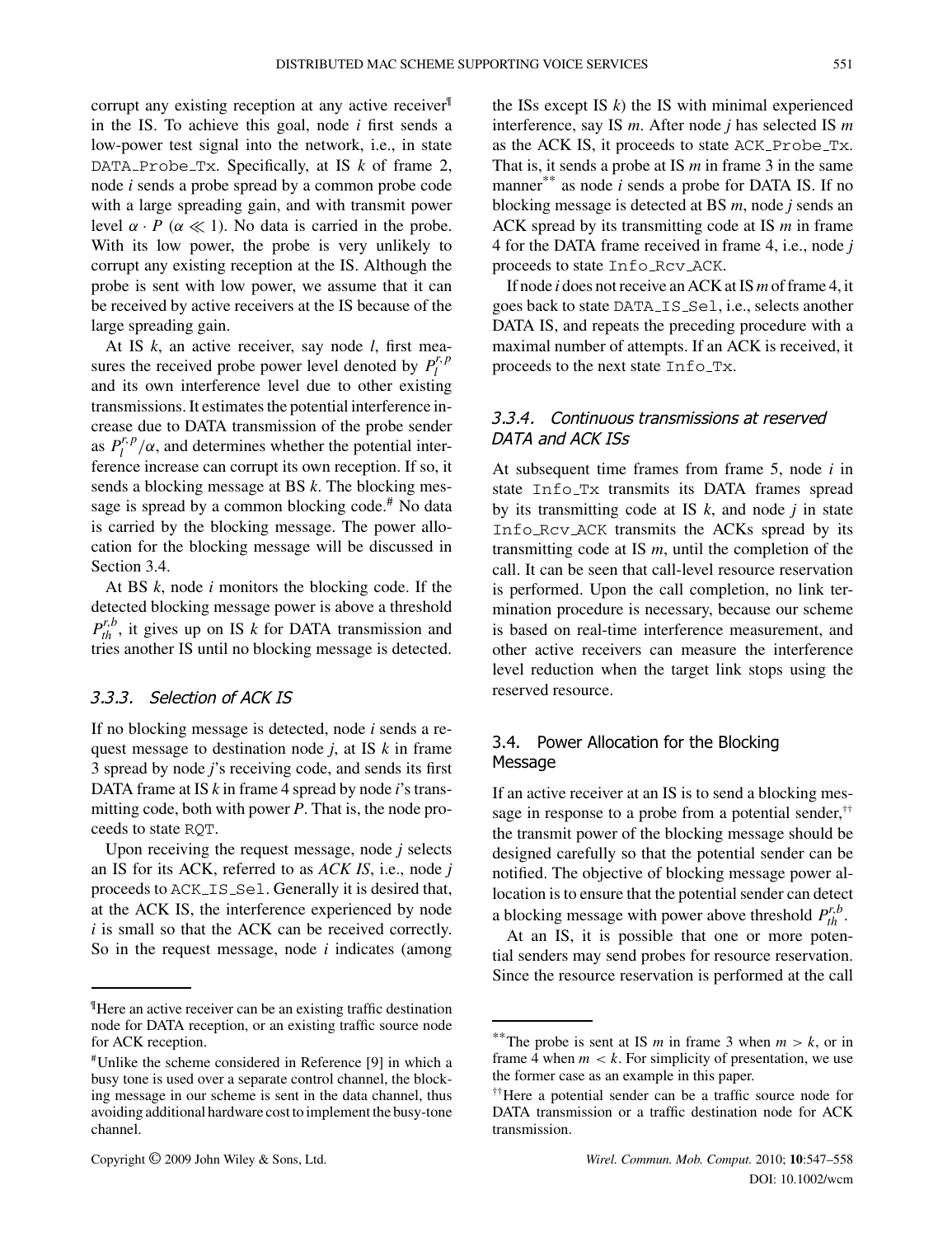corrupt any existing reception at any active receiver[¶] in the IS. To achieve this goal, node *i* first sends a low-power test signal into the network, i.e., in state DATA_Probe_Tx. Specifically, at IS *k* of frame 2, node *i* sends a probe spread by a common probe code with a large spreading gain, and with transmit power level $\alpha \cdot P$ ($\alpha \ll 1$). No data is carried in the probe. With its low power, the probe is very unlikely to corrupt any existing reception at the IS. Although the probe is sent with low power, we assume that it can be received by active receivers at the IS because of the large spreading gain.

At IS *k*, an active receiver, say node *l*, first measures the received probe power level denoted by $P_l^{r,p}$ and its own interference level due to other existing transmissions. It estimates the potential interference increase due to DATA transmission of the probe sender as $P_l^{r,p}/\alpha$, and determines whether the potential interference increase can corrupt its own reception. If so, it sends a blocking message at BS *k*. The blocking message is spread by a common blocking code.[#] No data is carried by the blocking message. The power allocation for the blocking message will be discussed in Section 3.4.

At BS *k*, node *i* monitors the blocking code. If the detected blocking message power is above a threshold $P_{th}^{r,b}$, it gives up on IS *k* for DATA transmission and tries another IS until no blocking message is detected.

### 3.3.3. Selection of ACK IS

If no blocking message is detected, node *i* sends a request message to destination node *j*, at IS *k* in frame 3 spread by node *j*'s receiving code, and sends its first DATA frame at IS *k* in frame 4 spread by node *i*'s transmitting code, both with power *P*. That is, the node proceeds to state RQT.

Upon receiving the request message, node *j* selects an IS for its ACK, referred to as *ACK IS*, i.e., node *j* proceeds to ACK_IS_Sel. Generally it is desired that, at the ACK IS, the interference experienced by node *i* is small so that the ACK can be received correctly. So in the request message, node *i* indicates (among the ISs except IS *k*) the IS with minimal experienced interference, say IS *m*. After node *j* has selected IS *m* as the ACK IS, it proceeds to state ACK_Probe_Tx. That is, it sends a probe at IS *m* in frame 3 in the same manner[**] as node *i* sends a probe for DATA IS. If no blocking message is detected at BS *m*, node *j* sends an ACK spread by its transmitting code at IS *m* in frame 4 for the DATA frame received in frame 4, i.e., node *j* proceeds to state Info_Rcv_ACK.

If node *i* does not receive an ACK at IS *m* of frame 4, it goes back to state DATA_IS_Sel, i.e., selects another DATA IS, and repeats the preceding procedure with a maximal number of attempts. If an ACK is received, it proceeds to the next state Info_Tx.

### 3.3.4. Continuous transmissions at reserved DATA and ACK ISs

At subsequent time frames from frame 5, node *i* in state Info_Tx transmits its DATA frames spread by its transmitting code at IS *k*, and node *j* in state Info_Rcv_ACK transmits the ACKs spread by its transmitting code at IS *m*, until the completion of the call. It can be seen that call-level resource reservation is performed. Upon the call completion, no link termination procedure is necessary, because our scheme is based on real-time interference measurement, and other active receivers can measure the interference level reduction when the target link stops using the reserved resource.

## 3.4. Power Allocation for the Blocking Message

If an active receiver at an IS is to send a blocking message in response to a probe from a potential sender,[††] the transmit power of the blocking message should be designed carefully so that the potential sender can be notified. The objective of blocking message power allocation is to ensure that the potential sender can detect a blocking message with power above threshold $P_{th}^{r,b}$.

At an IS, it is possible that one or more potential senders may send probes for resource reservation. Since the resource reservation is performed at the call

---

[¶]Here an active receiver can be an existing traffic destination node for DATA reception, or an existing traffic source node for ACK reception.

[#]Unlike the scheme considered in Reference [9] in which a busy tone is used over a separate control channel, the blocking message in our scheme is sent in the data channel, thus avoiding additional hardware cost to implement the busy-tone channel.

[**]The probe is sent at IS *m* in frame 3 when $m > k$, or in frame 4 when $m < k$. For simplicity of presentation, we use the former case as an example in this paper.

[††]Here a potential sender can be a traffic source node for DATA transmission or a traffic destination node for ACK transmission.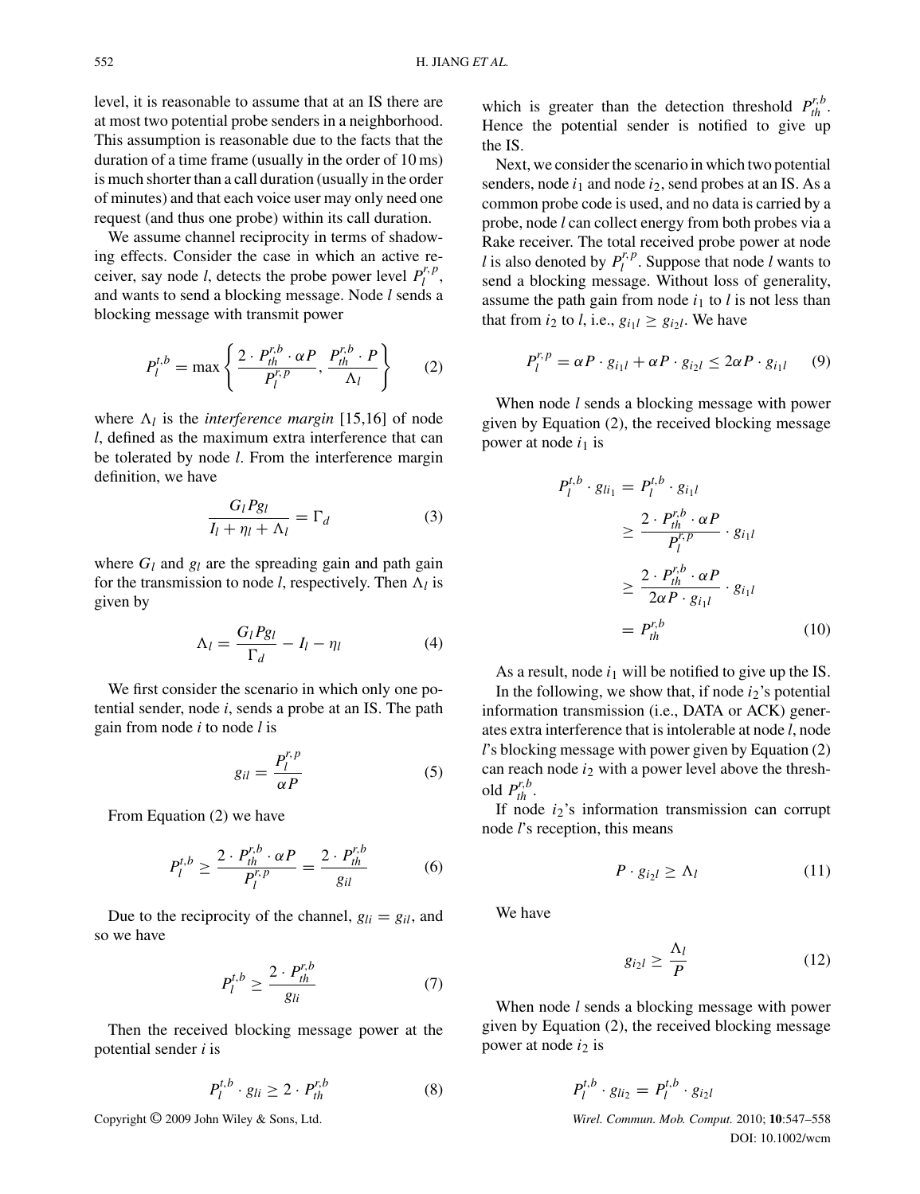level, it is reasonable to assume that at an IS there are at most two potential probe senders in a neighborhood. This assumption is reasonable due to the facts that the duration of a time frame (usually in the order of 10 ms) is much shorter than a call duration (usually in the order of minutes) and that each voice user may only need one request (and thus one probe) within its call duration.

We assume channel reciprocity in terms of shadowing effects. Consider the case in which an active receiver, say node $l$, detects the probe power level $P_l^{r,p}$, and wants to send a blocking message. Node $l$ sends a blocking message with transmit power

$$P_l^{t,b} = \max\left\{\frac{2 \cdot P_{th}^{r,b} \cdot \alpha P}{P_l^{r,p}}, \frac{P_{th}^{r,b} \cdot P}{\Lambda_l}\right\} \tag{2}$$

where $\Lambda_l$ is the *interference margin* [15,16] of node $l$, defined as the maximum extra interference that can be tolerated by node $l$. From the interference margin definition, we have

$$\frac{G_l P g_l}{I_l + \eta_l + \Lambda_l} = \Gamma_d \tag{3}$$

where $G_l$ and $g_l$ are the spreading gain and path gain for the transmission to node $l$, respectively. Then $\Lambda_l$ is given by

$$\Lambda_l = \frac{G_l P g_l}{\Gamma_d} - I_l - \eta_l \tag{4}$$

We first consider the scenario in which only one potential sender, node $i$, sends a probe at an IS. The path gain from node $i$ to node $l$ is

$$g_{il} = \frac{P_l^{r,p}}{\alpha P} \tag{5}$$

From Equation (2) we have

$$P_l^{t,b} \geq \frac{2 \cdot P_{th}^{r,b} \cdot \alpha P}{P_l^{r,p}} = \frac{2 \cdot P_{th}^{r,b}}{g_{il}} \tag{6}$$

Due to the reciprocity of the channel, $g_{li} = g_{il}$, and so we have

$$P_l^{t,b} \geq \frac{2 \cdot P_{th}^{r,b}}{g_{li}} \tag{7}$$

Then the received blocking message power at the potential sender $i$ is

$$P_l^{t,b} \cdot g_{li} \geq 2 \cdot P_{th}^{r,b} \tag{8}$$

which is greater than the detection threshold $P_{th}^{r,b}$. Hence the potential sender is notified to give up the IS.

Next, we consider the scenario in which two potential senders, node $i_1$ and node $i_2$, send probes at an IS. As a common probe code is used, and no data is carried by a probe, node $l$ can collect energy from both probes via a Rake receiver. The total received probe power at node $l$ is also denoted by $P_l^{r,p}$. Suppose that node $l$ wants to send a blocking message. Without loss of generality, assume the path gain from node $i_1$ to $l$ is not less than that from $i_2$ to $l$, i.e., $g_{i_1l} \geq g_{i_2l}$. We have

$$P_l^{r,p} = \alpha P \cdot g_{i_1l} + \alpha P \cdot g_{i_2l} \leq 2\alpha P \cdot g_{i_1l} \tag{9}$$

When node $l$ sends a blocking message with power given by Equation (2), the received blocking message power at node $i_1$ is

$$\begin{aligned} P_l^{t,b} \cdot g_{li_1} &= P_l^{t,b} \cdot g_{i_1l} \\ &\geq \frac{2 \cdot P_{th}^{r,b} \cdot \alpha P}{P_l^{r,p}} \cdot g_{i_1l} \\ &\geq \frac{2 \cdot P_{th}^{r,b} \cdot \alpha P}{2\alpha P \cdot g_{i_1l}} \cdot g_{i_1l} \\ &= P_{th}^{r,b} \end{aligned} \tag{10}$$

As a result, node $i_1$ will be notified to give up the IS.

In the following, we show that, if node $i_2$'s potential information transmission (i.e., DATA or ACK) generates extra interference that is intolerable at node $l$, node $l$'s blocking message with power given by Equation (2) can reach node $i_2$ with a power level above the threshold $P_{th}^{r,b}$.

If node $i_2$'s information transmission can corrupt node $l$'s reception, this means

$$P \cdot g_{i_2l} \geq \Lambda_l \tag{11}$$

We have

$$g_{i_2l} \geq \frac{\Lambda_l}{P} \tag{12}$$

When node $l$ sends a blocking message with power given by Equation (2), the received blocking message power at node $i_2$ is

$$P_l^{t,b} \cdot g_{li_2} = P_l^{t,b} \cdot g_{i_2l}$$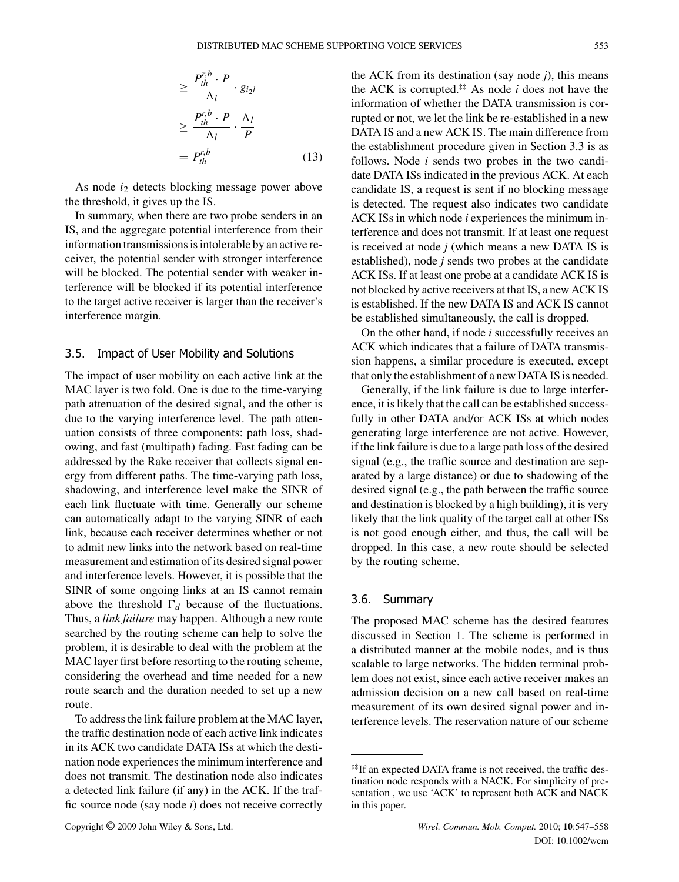$$
\begin{aligned}
&\geq \frac{P_{th}^{r,b} \cdot P}{\Lambda_l} \cdot g_{i_2 l} \\
&\geq \frac{P_{th}^{r,b} \cdot P}{\Lambda_l} \cdot \frac{\Lambda_l}{P} \\
&= P_{th}^{r,b}
\end{aligned}
\tag{13}
$$

As node $i_2$ detects blocking message power above the threshold, it gives up the IS.

In summary, when there are two probe senders in an IS, and the aggregate potential interference from their information transmissions is intolerable by an active receiver, the potential sender with stronger interference will be blocked. The potential sender with weaker interference will be blocked if its potential interference to the target active receiver is larger than the receiver's interference margin.

### 3.5. Impact of User Mobility and Solutions

The impact of user mobility on each active link at the MAC layer is two fold. One is due to the time-varying path attenuation of the desired signal, and the other is due to the varying interference level. The path attenuation consists of three components: path loss, shadowing, and fast (multipath) fading. Fast fading can be addressed by the Rake receiver that collects signal energy from different paths. The time-varying path loss, shadowing, and interference level make the SINR of each link fluctuate with time. Generally our scheme can automatically adapt to the varying SINR of each link, because each receiver determines whether or not to admit new links into the network based on real-time measurement and estimation of its desired signal power and interference levels. However, it is possible that the SINR of some ongoing links at an IS cannot remain above the threshold $\Gamma_d$ because of the fluctuations. Thus, a *link failure* may happen. Although a new route searched by the routing scheme can help to solve the problem, it is desirable to deal with the problem at the MAC layer first before resorting to the routing scheme, considering the overhead and time needed for a new route search and the duration needed to set up a new route.

To address the link failure problem at the MAC layer, the traffic destination node of each active link indicates in its ACK two candidate DATA ISs at which the destination node experiences the minimum interference and does not transmit. The destination node also indicates a detected link failure (if any) in the ACK. If the traffic source node (say node $i$) does not receive correctly the ACK from its destination (say node $j$), this means the ACK is corrupted.[‡‡] As node $i$ does not have the information of whether the DATA transmission is corrupted or not, we let the link be re-established in a new DATA IS and a new ACK IS. The main difference from the establishment procedure given in Section 3.3 is as follows. Node $i$ sends two probes in the two candidate DATA ISs indicated in the previous ACK. At each candidate IS, a request is sent if no blocking message is detected. The request also indicates two candidate ACK ISs in which node $i$ experiences the minimum interference and does not transmit. If at least one request is received at node $j$ (which means a new DATA IS is established), node $j$ sends two probes at the candidate ACK ISs. If at least one probe at a candidate ACK IS is not blocked by active receivers at that IS, a new ACK IS is established. If the new DATA IS and ACK IS cannot be established simultaneously, the call is dropped.

On the other hand, if node $i$ successfully receives an ACK which indicates that a failure of DATA transmission happens, a similar procedure is executed, except that only the establishment of a new DATA IS is needed.

Generally, if the link failure is due to large interference, it is likely that the call can be established successfully in other DATA and/or ACK ISs at which nodes generating large interference are not active. However, if the link failure is due to a large path loss of the desired signal (e.g., the traffic source and destination are separated by a large distance) or due to shadowing of the desired signal (e.g., the path between the traffic source and destination is blocked by a high building), it is very likely that the link quality of the target call at other ISs is not good enough either, and thus, the call will be dropped. In this case, a new route should be selected by the routing scheme.

### 3.6. Summary

The proposed MAC scheme has the desired features discussed in Section 1. The scheme is performed in a distributed manner at the mobile nodes, and is thus scalable to large networks. The hidden terminal problem does not exist, since each active receiver makes an admission decision on a new call based on real-time measurement of its own desired signal power and interference levels. The reservation nature of our scheme

---

[‡‡] If an expected DATA frame is not received, the traffic destination node responds with a NACK. For simplicity of presentation , we use 'ACK' to represent both ACK and NACK in this paper.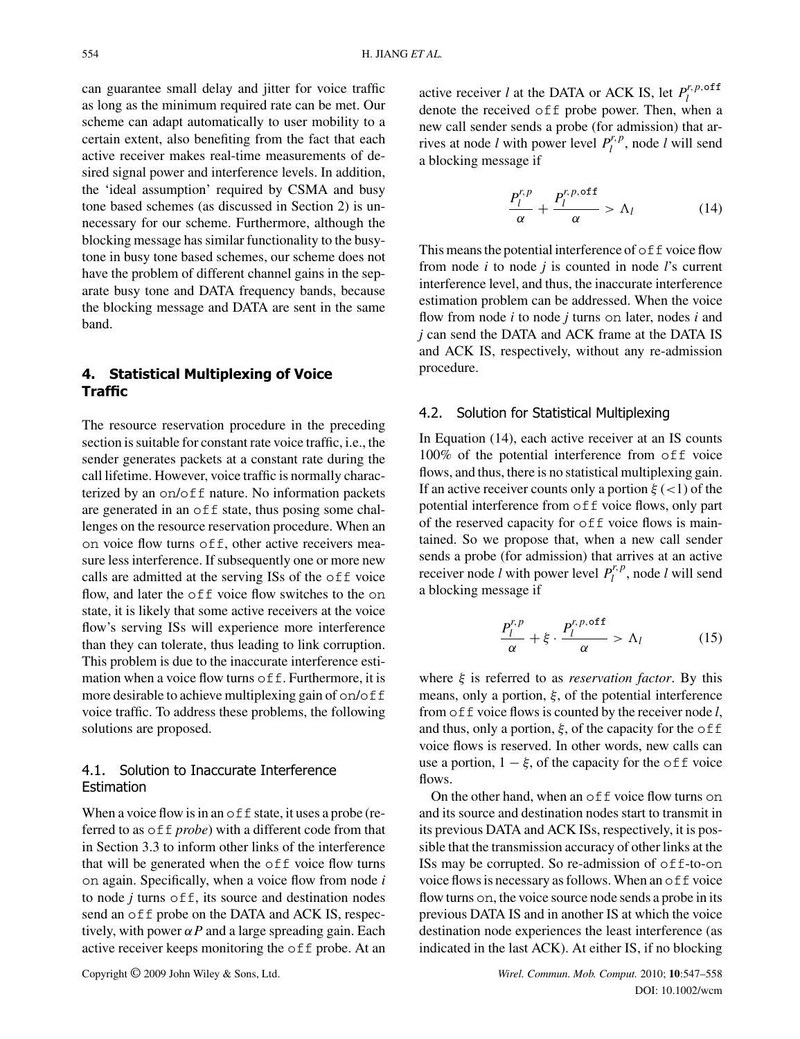can guarantee small delay and jitter for voice traffic as long as the minimum required rate can be met. Our scheme can adapt automatically to user mobility to a certain extent, also benefiting from the fact that each active receiver makes real-time measurements of desired signal power and interference levels. In addition, the 'ideal assumption' required by CSMA and busy tone based schemes (as discussed in Section 2) is unnecessary for our scheme. Furthermore, although the blocking message has similar functionality to the busy-tone in busy tone based schemes, our scheme does not have the problem of different channel gains in the separate busy tone and DATA frequency bands, because the blocking message and DATA are sent in the same band.

## 4. Statistical Multiplexing of Voice Traffic

The resource reservation procedure in the preceding section is suitable for constant rate voice traffic, i.e., the sender generates packets at a constant rate during the call lifetime. However, voice traffic is normally characterized by an on/off nature. No information packets are generated in an off state, thus posing some challenges on the resource reservation procedure. When an on voice flow turns off, other active receivers measure less interference. If subsequently one or more new calls are admitted at the serving ISs of the off voice flow, and later the off voice flow switches to the on state, it is likely that some active receivers at the voice flow's serving ISs will experience more interference than they can tolerate, thus leading to link corruption. This problem is due to the inaccurate interference estimation when a voice flow turns off. Furthermore, it is more desirable to achieve multiplexing gain of on/off voice traffic. To address these problems, the following solutions are proposed.

### 4.1. Solution to Inaccurate Interference Estimation

When a voice flow is in an off state, it uses a probe (referred to as off *probe*) with a different code from that in Section 3.3 to inform other links of the interference that will be generated when the off voice flow turns on again. Specifically, when a voice flow from node $i$ to node $j$ turns off, its source and destination nodes send an off probe on the DATA and ACK IS, respectively, with power $\alpha P$ and a large spreading gain. Each active receiver keeps monitoring the off probe. At an active receiver $l$ at the DATA or ACK IS, let $P_l^{r,p,\texttt{off}}$ denote the received off probe power. Then, when a new call sender sends a probe (for admission) that arrives at node $l$ with power level $P_l^{r,p}$, node $l$ will send a blocking message if

$$\frac{P_l^{r,p}}{\alpha} + \frac{P_l^{r,p,\texttt{off}}}{\alpha} > \Lambda_l \tag{14}$$

This means the potential interference of off voice flow from node $i$ to node $j$ is counted in node $l$'s current interference level, and thus, the inaccurate interference estimation problem can be addressed. When the voice flow from node $i$ to node $j$ turns on later, nodes $i$ and $j$ can send the DATA and ACK frame at the DATA IS and ACK IS, respectively, without any re-admission procedure.

### 4.2. Solution for Statistical Multiplexing

In Equation (14), each active receiver at an IS counts 100% of the potential interference from off voice flows, and thus, there is no statistical multiplexing gain. If an active receiver counts only a portion $\xi$ ($<1$) of the potential interference from off voice flows, only part of the reserved capacity for off voice flows is maintained. So we propose that, when a new call sender sends a probe (for admission) that arrives at an active receiver node $l$ with power level $P_l^{r,p}$, node $l$ will send a blocking message if

$$\frac{P_l^{r,p}}{\alpha} + \xi \cdot \frac{P_l^{r,p,\texttt{off}}}{\alpha} > \Lambda_l \tag{15}$$

where $\xi$ is referred to as *reservation factor*. By this means, only a portion, $\xi$, of the potential interference from off voice flows is counted by the receiver node $l$, and thus, only a portion, $\xi$, of the capacity for the off voice flows is reserved. In other words, new calls can use a portion, $1 - \xi$, of the capacity for the off voice flows.

On the other hand, when an off voice flow turns on and its source and destination nodes start to transmit in its previous DATA and ACK ISs, respectively, it is possible that the transmission accuracy of other links at the ISs may be corrupted. So re-admission of off-to-on voice flows is necessary as follows. When an off voice flow turns on, the voice source node sends a probe in its previous DATA IS and in another IS at which the voice destination node experiences the least interference (as indicated in the last ACK). At either IS, if no blocking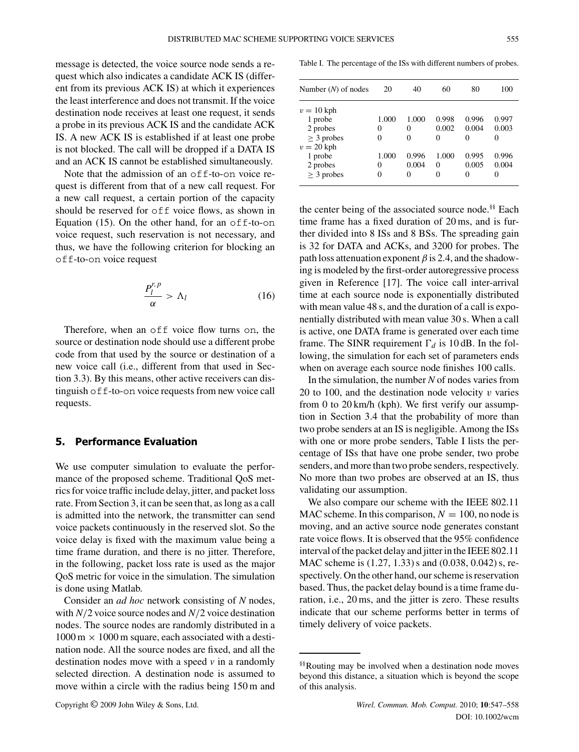message is detected, the voice source node sends a request which also indicates a candidate ACK IS (different from its previous ACK IS) at which it experiences the least interference and does not transmit. If the voice destination node receives at least one request, it sends a probe in its previous ACK IS and the candidate ACK IS. A new ACK IS is established if at least one probe is not blocked. The call will be dropped if a DATA IS and an ACK IS cannot be established simultaneously.

Note that the admission of an `off`-to-`on` voice request is different from that of a new call request. For a new call request, a certain portion of the capacity should be reserved for `off` voice flows, as shown in Equation (15). On the other hand, for an `off`-to-`on` voice request, such reservation is not necessary, and thus, we have the following criterion for blocking an `off`-to-`on` voice request

$$\frac{P_l^{r,p}}{\alpha} > \Lambda_l \tag{16}$$

Therefore, when an `off` voice flow turns `on`, the source or destination node should use a different probe code from that used by the source or destination of a new voice call (i.e., different from that used in Section 3.3). By this means, other active receivers can distinguish `off`-to-`on` voice requests from new voice call requests.

## 5. Performance Evaluation

We use computer simulation to evaluate the performance of the proposed scheme. Traditional QoS metrics for voice traffic include delay, jitter, and packet loss rate. From Section 3, it can be seen that, as long as a call is admitted into the network, the transmitter can send voice packets continuously in the reserved slot. So the voice delay is fixed with the maximum value being a time frame duration, and there is no jitter. Therefore, in the following, packet loss rate is used as the major QoS metric for voice in the simulation. The simulation is done using Matlab.

Consider an *ad hoc* network consisting of $N$ nodes, with $N/2$ voice source nodes and $N/2$ voice destination nodes. The source nodes are randomly distributed in a $1000\,\text{m} \times 1000\,\text{m}$ square, each associated with a destination node. All the source nodes are fixed, and all the destination nodes move with a speed $v$ in a randomly selected direction. A destination node is assumed to move within a circle with the radius being 150 m and the center being of the associated source node.[§§] Each time frame has a fixed duration of 20 ms, and is further divided into 8 ISs and 8 BSs. The spreading gain is 32 for DATA and ACKs, and 3200 for probes. The path loss attenuation exponent $\beta$ is 2.4, and the shadowing is modeled by the first-order autoregressive process given in Reference [17]. The voice call inter-arrival time at each source node is exponentially distributed with mean value 48 s, and the duration of a call is exponentially distributed with mean value 30 s. When a call is active, one DATA frame is generated over each time frame. The SINR requirement $\Gamma_d$ is 10 dB. In the following, the simulation for each set of parameters ends when on average each source node finishes 100 calls.

Table I. The percentage of the ISs with different numbers of probes.

| Number ($N$) of nodes | 20 | 40 | 60 | 80 | 100 |
|---|---|---|---|---|---|
| $v = 10$ kph | | | | | |
| 1 probe | 1.000 | 1.000 | 0.998 | 0.996 | 0.997 |
| 2 probes | 0 | 0 | 0.002 | 0.004 | 0.003 |
| $\geq 3$ probes | 0 | 0 | 0 | 0 | 0 |
| $v = 20$ kph | | | | | |
| 1 probe | 1.000 | 0.996 | 1.000 | 0.995 | 0.996 |
| 2 probes | 0 | 0.004 | 0 | 0.005 | 0.004 |
| $\geq 3$ probes | 0 | 0 | 0 | 0 | 0 |

In the simulation, the number $N$ of nodes varies from 20 to 100, and the destination node velocity $v$ varies from 0 to 20 km/h (kph). We first verify our assumption in Section 3.4 that the probability of more than two probe senders at an IS is negligible. Among the ISs with one or more probe senders, Table I lists the percentage of ISs that have one probe sender, two probe senders, and more than two probe senders, respectively. No more than two probes are observed at an IS, thus validating our assumption.

We also compare our scheme with the IEEE 802.11 MAC scheme. In this comparison, $N = 100$, no node is moving, and an active source node generates constant rate voice flows. It is observed that the 95% confidence interval of the packet delay and jitter in the IEEE 802.11 MAC scheme is (1.27, 1.33) s and (0.038, 0.042) s, respectively. On the other hand, our scheme is reservation based. Thus, the packet delay bound is a time frame duration, i.e., 20 ms, and the jitter is zero. These results indicate that our scheme performs better in terms of timely delivery of voice packets.

[§§] Routing may be involved when a destination node moves beyond this distance, a situation which is beyond the scope of this analysis.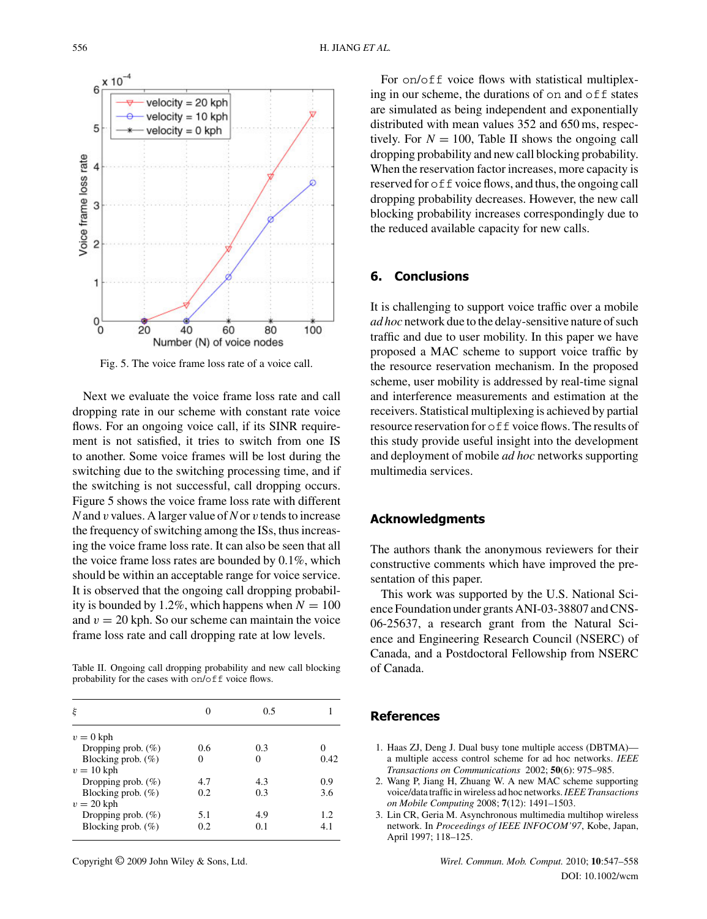Fig. 5. The voice frame loss rate of a voice call.

Next we evaluate the voice frame loss rate and call dropping rate in our scheme with constant rate voice flows. For an ongoing voice call, if its SINR requirement is not satisfied, it tries to switch from one IS to another. Some voice frames will be lost during the switching due to the switching processing time, and if the switching is not successful, call dropping occurs. Figure 5 shows the voice frame loss rate with different $N$ and $v$ values. A larger value of $N$ or $v$ tends to increase the frequency of switching among the ISs, thus increasing the voice frame loss rate. It can also be seen that all the voice frame loss rates are bounded by 0.1%, which should be within an acceptable range for voice service. It is observed that the ongoing call dropping probability is bounded by 1.2%, which happens when $N = 100$ and $v = 20$ kph. So our scheme can maintain the voice frame loss rate and call dropping rate at low levels.

Table II. Ongoing call dropping probability and new call blocking probability for the cases with on/off voice flows.

| $\xi$ | 0 | 0.5 | 1 |
|---|---|---|---|
| $v = 0$ kph | | | |
| Dropping prob. (%) | 0.6 | 0.3 | 0 |
| Blocking prob. (%) | 0 | 0 | 0.42 |
| $v = 10$ kph | | | |
| Dropping prob. (%) | 4.7 | 4.3 | 0.9 |
| Blocking prob. (%) | 0.2 | 0.3 | 3.6 |
| $v = 20$ kph | | | |
| Dropping prob. (%) | 5.1 | 4.9 | 1.2 |
| Blocking prob. (%) | 0.2 | 0.1 | 4.1 |

For on/off voice flows with statistical multiplexing in our scheme, the durations of on and off states are simulated as being independent and exponentially distributed with mean values 352 and 650 ms, respectively. For $N = 100$, Table II shows the ongoing call dropping probability and new call blocking probability. When the reservation factor increases, more capacity is reserved for off voice flows, and thus, the ongoing call dropping probability decreases. However, the new call blocking probability increases correspondingly due to the reduced available capacity for new calls.

## 6. Conclusions

It is challenging to support voice traffic over a mobile *ad hoc* network due to the delay-sensitive nature of such traffic and due to user mobility. In this paper we have proposed a MAC scheme to support voice traffic by the resource reservation mechanism. In the proposed scheme, user mobility is addressed by real-time signal and interference measurements and estimation at the receivers. Statistical multiplexing is achieved by partial resource reservation for off voice flows. The results of this study provide useful insight into the development and deployment of mobile *ad hoc* networks supporting multimedia services.

## Acknowledgments

The authors thank the anonymous reviewers for their constructive comments which have improved the presentation of this paper.

This work was supported by the U.S. National Science Foundation under grants ANI-03-38807 and CNS-06-25637, a research grant from the Natural Science and Engineering Research Council (NSERC) of Canada, and a Postdoctoral Fellowship from NSERC of Canada.

## References

1. Haas ZJ, Deng J. Dual busy tone multiple access (DBTMA)—a multiple access control scheme for ad hoc networks. *IEEE Transactions on Communications* 2002; **50**(6): 975–985.
2. Wang P, Jiang H, Zhuang W. A new MAC scheme supporting voice/data traffic in wireless ad hoc networks. *IEEE Transactions on Mobile Computing* 2008; **7**(12): 1491–1503.
3. Lin CR, Geria M. Asynchronous multimedia multihop wireless network. In *Proceedings of IEEE INFOCOM'97*, Kobe, Japan, April 1997; 118–125.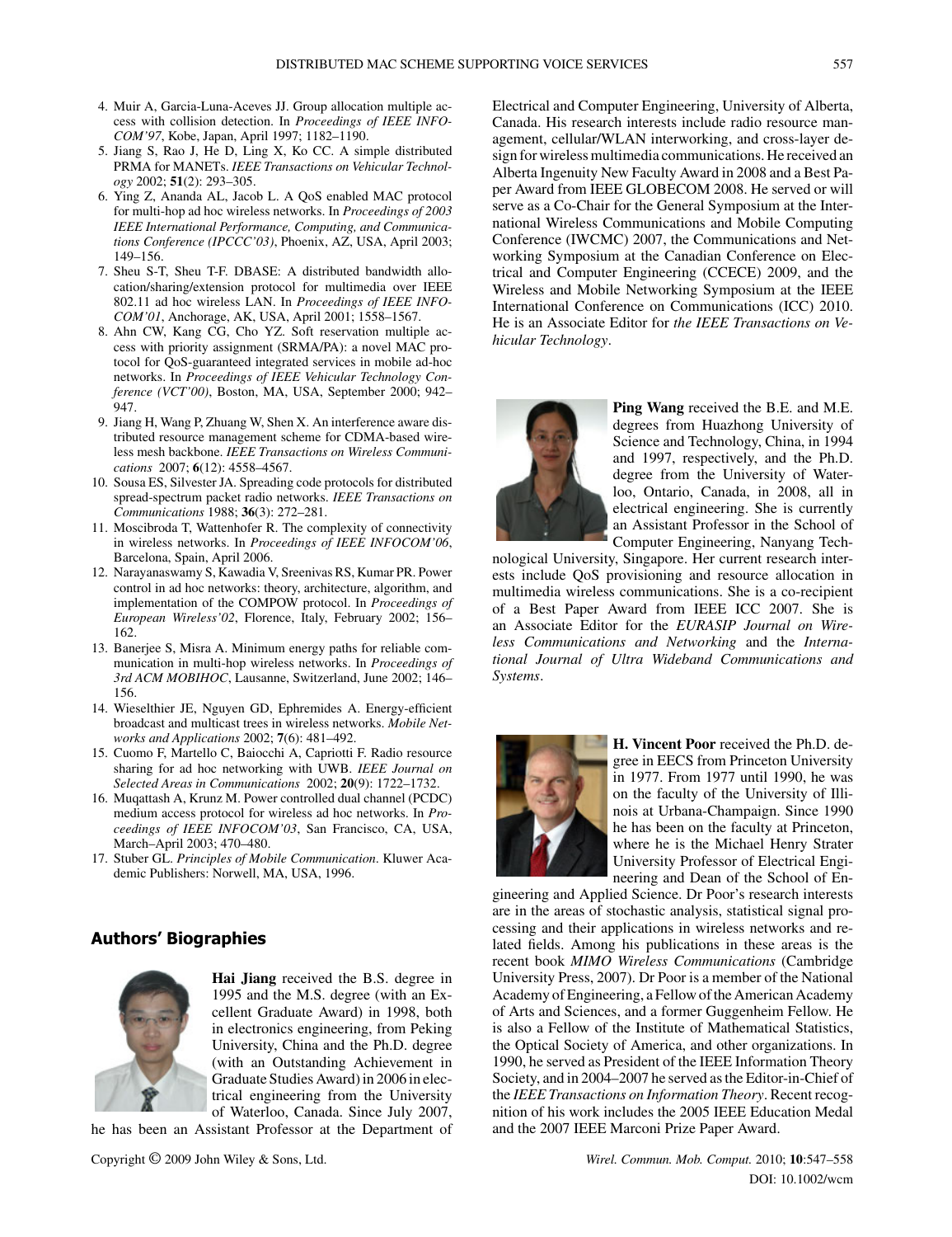4. Muir A, Garcia-Luna-Aceves JJ. Group allocation multiple access with collision detection. In *Proceedings of IEEE INFOCOM'97*, Kobe, Japan, April 1997; 1182–1190.
5. Jiang S, Rao J, He D, Ling X, Ko CC. A simple distributed PRMA for MANETs. *IEEE Transactions on Vehicular Technology* 2002; **51**(2): 293–305.
6. Ying Z, Ananda AL, Jacob L. A QoS enabled MAC protocol for multi-hop ad hoc wireless networks. In *Proceedings of 2003 IEEE International Performance, Computing, and Communications Conference (IPCCC'03)*, Phoenix, AZ, USA, April 2003; 149–156.
7. Sheu S-T, Sheu T-F. DBASE: A distributed bandwidth allocation/sharing/extension protocol for multimedia over IEEE 802.11 ad hoc wireless LAN. In *Proceedings of IEEE INFOCOM'01*, Anchorage, AK, USA, April 2001; 1558–1567.
8. Ahn CW, Kang CG, Cho YZ. Soft reservation multiple access with priority assignment (SRMA/PA): a novel MAC protocol for QoS-guaranteed integrated services in mobile ad-hoc networks. In *Proceedings of IEEE Vehicular Technology Conference (VCT'00)*, Boston, MA, USA, September 2000; 942–947.
9. Jiang H, Wang P, Zhuang W, Shen X. An interference aware distributed resource management scheme for CDMA-based wireless mesh backbone. *IEEE Transactions on Wireless Communications* 2007; **6**(12): 4558–4567.
10. Sousa ES, Silvester JA. Spreading code protocols for distributed spread-spectrum packet radio networks. *IEEE Transactions on Communications* 1988; **36**(3): 272–281.
11. Moscibroda T, Wattenhofer R. The complexity of connectivity in wireless networks. In *Proceedings of IEEE INFOCOM'06*, Barcelona, Spain, April 2006.
12. Narayanaswamy S, Kawadia V, Sreenivas RS, Kumar PR. Power control in ad hoc networks: theory, architecture, algorithm, and implementation of the COMPOW protocol. In *Proceedings of European Wireless'02*, Florence, Italy, February 2002; 156–162.
13. Banerjee S, Misra A. Minimum energy paths for reliable communication in multi-hop wireless networks. In *Proceedings of 3rd ACM MOBIHOC*, Lausanne, Switzerland, June 2002; 146–156.
14. Wieselthier JE, Nguyen GD, Ephremides A. Energy-efficient broadcast and multicast trees in wireless networks. *Mobile Networks and Applications* 2002; **7**(6): 481–492.
15. Cuomo F, Martello C, Baiocchi A, Capriotti F. Radio resource sharing for ad hoc networking with UWB. *IEEE Journal on Selected Areas in Communications* 2002; **20**(9): 1722–1732.
16. Muqattash A, Krunz M. Power controlled dual channel (PCDC) medium access protocol for wireless ad hoc networks. In *Proceedings of IEEE INFOCOM'03*, San Francisco, CA, USA, March–April 2003; 470–480.
17. Stuber GL. *Principles of Mobile Communication*. Kluwer Academic Publishers: Norwell, MA, USA, 1996.

## Authors' Biographies

**Hai Jiang** received the B.S. degree in 1995 and the M.S. degree (with an Excellent Graduate Award) in 1998, both in electronics engineering, from Peking University, China and the Ph.D. degree (with an Outstanding Achievement in Graduate Studies Award) in 2006 in electrical engineering from the University of Waterloo, Canada. Since July 2007, he has been an Assistant Professor at the Department of Electrical and Computer Engineering, University of Alberta, Canada. His research interests include radio resource management, cellular/WLAN interworking, and cross-layer design for wireless multimedia communications. He received an Alberta Ingenuity New Faculty Award in 2008 and a Best Paper Award from IEEE GLOBECOM 2008. He served or will serve as a Co-Chair for the General Symposium at the International Wireless Communications and Mobile Computing Conference (IWCMC) 2007, the Communications and Networking Symposium at the Canadian Conference on Electrical and Computer Engineering (CCECE) 2009, and the Wireless and Mobile Networking Symposium at the IEEE International Conference on Communications (ICC) 2010. He is an Associate Editor for *the IEEE Transactions on Vehicular Technology*.

**Ping Wang** received the B.E. and M.E. degrees from Huazhong University of Science and Technology, China, in 1994 and 1997, respectively, and the Ph.D. degree from the University of Waterloo, Ontario, Canada, in 2008, all in electrical engineering. She is currently an Assistant Professor in the School of Computer Engineering, Nanyang Technological University, Singapore. Her current research interests include QoS provisioning and resource allocation in multimedia wireless communications. She is a co-recipient of a Best Paper Award from IEEE ICC 2007. She is an Associate Editor for the *EURASIP Journal on Wireless Communications and Networking* and the *International Journal of Ultra Wideband Communications and Systems*.

**H. Vincent Poor** received the Ph.D. degree in EECS from Princeton University in 1977. From 1977 until 1990, he was on the faculty of the University of Illinois at Urbana-Champaign. Since 1990 he has been on the faculty at Princeton, where he is the Michael Henry Strater University Professor of Electrical Engineering and Dean of the School of Engineering and Applied Science. Dr Poor's research interests are in the areas of stochastic analysis, statistical signal processing and their applications in wireless networks and related fields. Among his publications in these areas is the recent book *MIMO Wireless Communications* (Cambridge University Press, 2007). Dr Poor is a member of the National Academy of Engineering, a Fellow of the American Academy of Arts and Sciences, and a former Guggenheim Fellow. He is also a Fellow of the Institute of Mathematical Statistics, the Optical Society of America, and other organizations. In 1990, he served as President of the IEEE Information Theory Society, and in 2004–2007 he served as the Editor-in-Chief of the *IEEE Transactions on Information Theory*. Recent recognition of his work includes the 2005 IEEE Education Medal and the 2007 IEEE Marconi Prize Paper Award.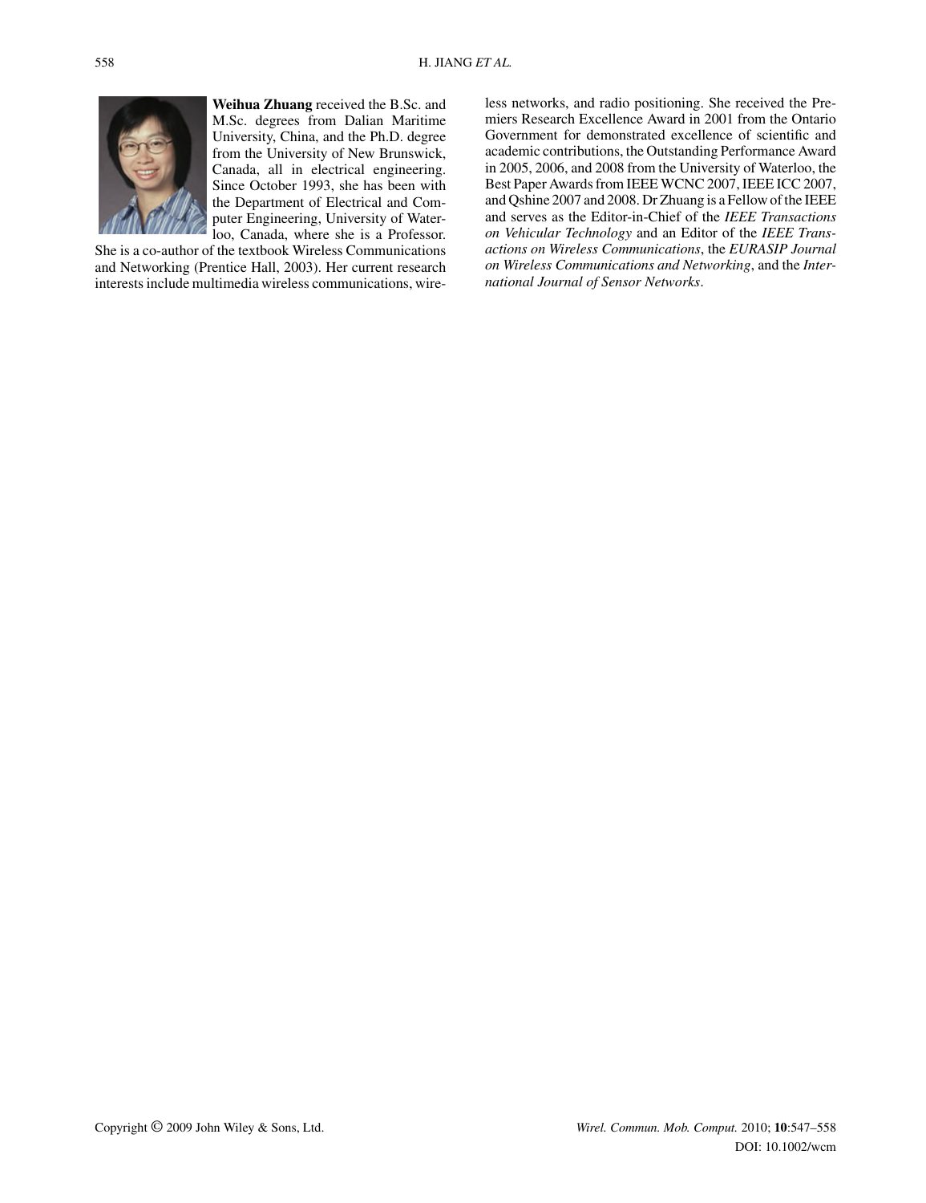**Weihua Zhuang** received the B.Sc. and M.Sc. degrees from Dalian Maritime University, China, and the Ph.D. degree from the University of New Brunswick, Canada, all in electrical engineering. Since October 1993, she has been with the Department of Electrical and Computer Engineering, University of Waterloo, Canada, where she is a Professor. She is a co-author of the textbook Wireless Communications and Networking (Prentice Hall, 2003). Her current research interests include multimedia wireless communications, wireless networks, and radio positioning. She received the Premiers Research Excellence Award in 2001 from the Ontario Government for demonstrated excellence of scientific and academic contributions, the Outstanding Performance Award in 2005, 2006, and 2008 from the University of Waterloo, the Best Paper Awards from IEEE WCNC 2007, IEEE ICC 2007, and Qshine 2007 and 2008. Dr Zhuang is a Fellow of the IEEE and serves as the Editor-in-Chief of the *IEEE Transactions on Vehicular Technology* and an Editor of the *IEEE Transactions on Wireless Communications*, the *EURASIP Journal on Wireless Communications and Networking*, and the *International Journal of Sensor Networks*.